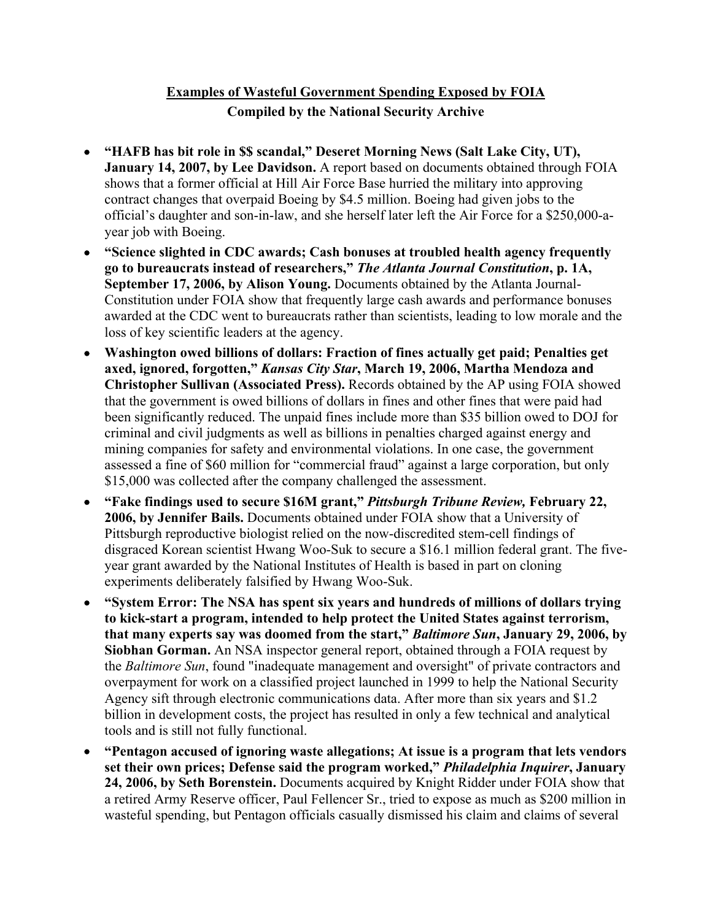**Examples of Wasteful Government Spending Exposed by FOIA**

**Compiled by the National Security Archive**

- **"HAFB has bit role in $$ scandal," Deseret Morning News (Salt Lake City, UT), January 14, 2007, by Lee Davidson.** A report based on documents obtained through FOIA shows that a former official at Hill Air Force Base hurried the military into approving contract changes that overpaid Boeing by $4.5 million. Boeing had given jobs to the official's daughter and son-in-law, and she herself later left the Air Force for a $250,000-a-year job with Boeing.
- **"Science slighted in CDC awards; Cash bonuses at troubled health agency frequently go to bureaucrats instead of researchers,"** ***The Atlanta Journal Constitution*****, p. 1A, September 17, 2006, by Alison Young.** Documents obtained by the Atlanta Journal-Constitution under FOIA show that frequently large cash awards and performance bonuses awarded at the CDC went to bureaucrats rather than scientists, leading to low morale and the loss of key scientific leaders at the agency.
- **Washington owed billions of dollars: Fraction of fines actually get paid; Penalties get axed, ignored, forgotten,"** ***Kansas City Star*****, March 19, 2006, Martha Mendoza and Christopher Sullivan (Associated Press).** Records obtained by the AP using FOIA showed that the government is owed billions of dollars in fines and other fines that were paid had been significantly reduced. The unpaid fines include more than $35 billion owed to DOJ for criminal and civil judgments as well as billions in penalties charged against energy and mining companies for safety and environmental violations. In one case, the government assessed a fine of $60 million for "commercial fraud" against a large corporation, but only $15,000 was collected after the company challenged the assessment.
- **"Fake findings used to secure $16M grant,"** ***Pittsburgh Tribune Review,*** **February 22, 2006, by Jennifer Bails.** Documents obtained under FOIA show that a University of Pittsburgh reproductive biologist relied on the now-discredited stem-cell findings of disgraced Korean scientist Hwang Woo-Suk to secure a $16.1 million federal grant. The five-year grant awarded by the National Institutes of Health is based in part on cloning experiments deliberately falsified by Hwang Woo-Suk.
- **"System Error: The NSA has spent six years and hundreds of millions of dollars trying to kick-start a program, intended to help protect the United States against terrorism, that many experts say was doomed from the start,"** ***Baltimore Sun*****, January 29, 2006, by Siobhan Gorman.** An NSA inspector general report, obtained through a FOIA request by the *Baltimore Sun*, found "inadequate management and oversight" of private contractors and overpayment for work on a classified project launched in 1999 to help the National Security Agency sift through electronic communications data. After more than six years and $1.2 billion in development costs, the project has resulted in only a few technical and analytical tools and is still not fully functional.
- **"Pentagon accused of ignoring waste allegations; At issue is a program that lets vendors set their own prices; Defense said the program worked,"** ***Philadelphia Inquirer*****, January 24, 2006, by Seth Borenstein.** Documents acquired by Knight Ridder under FOIA show that a retired Army Reserve officer, Paul Fellencer Sr., tried to expose as much as $200 million in wasteful spending, but Pentagon officials casually dismissed his claim and claims of several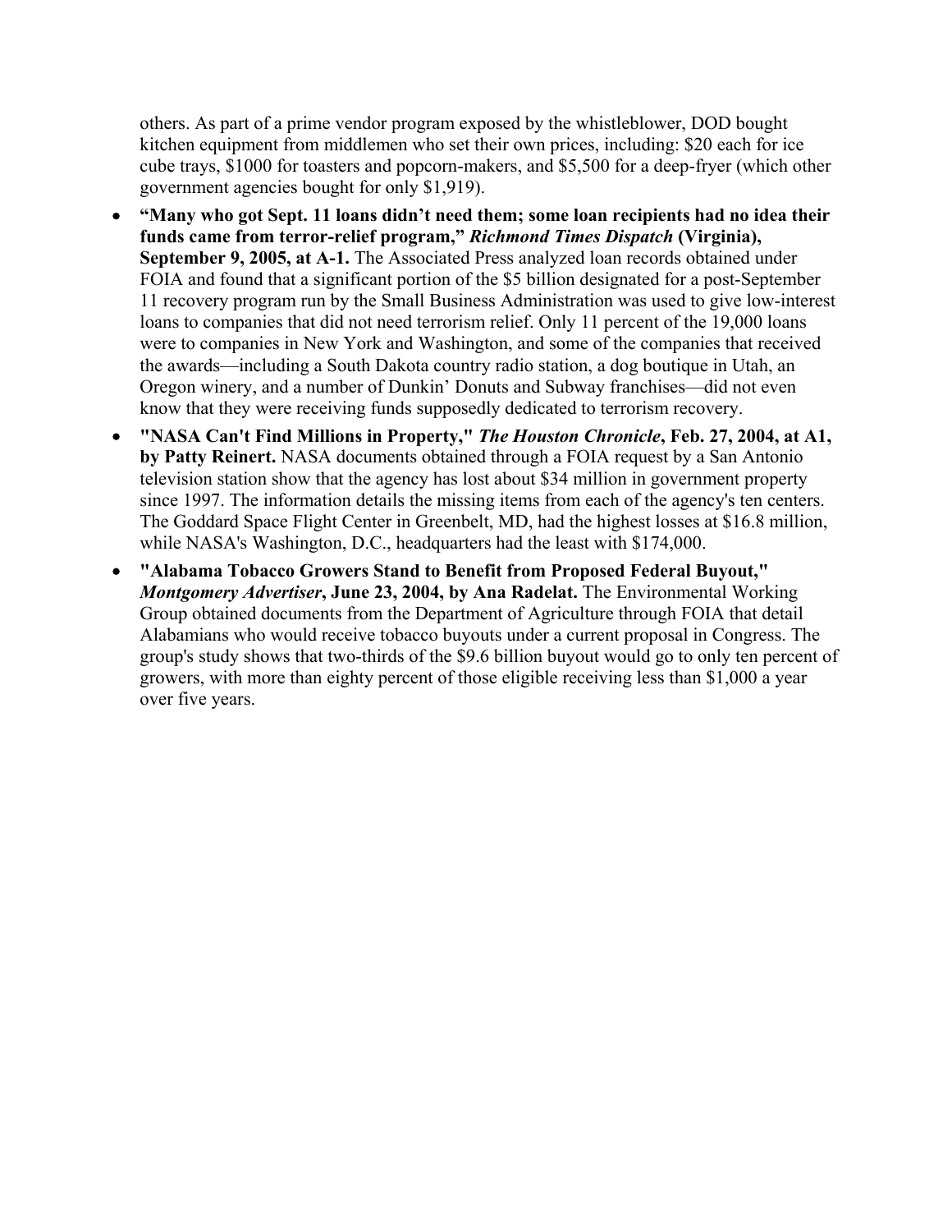others. As part of a prime vendor program exposed by the whistleblower, DOD bought kitchen equipment from middlemen who set their own prices, including: $20 each for ice cube trays, $1000 for toasters and popcorn-makers, and $5,500 for a deep-fryer (which other government agencies bought for only $1,919).

- **"Many who got Sept. 11 loans didn't need them; some loan recipients had no idea their funds came from terror-relief program,"** ***Richmond Times Dispatch*** **(Virginia), September 9, 2005, at A-1.** The Associated Press analyzed loan records obtained under FOIA and found that a significant portion of the $5 billion designated for a post-September 11 recovery program run by the Small Business Administration was used to give low-interest loans to companies that did not need terrorism relief. Only 11 percent of the 19,000 loans were to companies in New York and Washington, and some of the companies that received the awards—including a South Dakota country radio station, a dog boutique in Utah, an Oregon winery, and a number of Dunkin' Donuts and Subway franchises—did not even know that they were receiving funds supposedly dedicated to terrorism recovery.
- **"NASA Can't Find Millions in Property,"** ***The Houston Chronicle*****, Feb. 27, 2004, at A1, by Patty Reinert.** NASA documents obtained through a FOIA request by a San Antonio television station show that the agency has lost about $34 million in government property since 1997. The information details the missing items from each of the agency's ten centers. The Goddard Space Flight Center in Greenbelt, MD, had the highest losses at $16.8 million, while NASA's Washington, D.C., headquarters had the least with $174,000.
- **"Alabama Tobacco Growers Stand to Benefit from Proposed Federal Buyout,"** ***Montgomery Advertiser*****, June 23, 2004, by Ana Radelat.** The Environmental Working Group obtained documents from the Department of Agriculture through FOIA that detail Alabamians who would receive tobacco buyouts under a current proposal in Congress. The group's study shows that two-thirds of the $9.6 billion buyout would go to only ten percent of growers, with more than eighty percent of those eligible receiving less than $1,000 a year over five years.